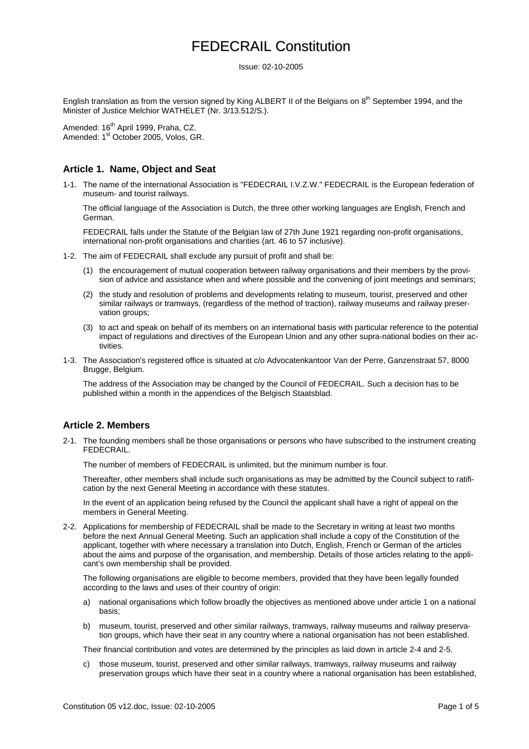# FEDECRAIL Constitution

Issue: 02-10-2005

English translation as from the version signed by King ALBERT II of the Belgians on 8th September 1994, and the Minister of Justice Melchior WATHELET (Nr. 3/13.512/S.).

Amended: 16th April 1999, Praha, CZ.
Amended: 1st October 2005, Volos, GR.

## Article 1. Name, Object and Seat

1-1. The name of the international Association is "FEDECRAIL I.V.Z.W." FEDECRAIL is the European federation of museum- and tourist railways.

The official language of the Association is Dutch, the three other working languages are English, French and German.

FEDECRAIL falls under the Statute of the Belgian law of 27th June 1921 regarding non-profit organisations, international non-profit organisations and charities (art. 46 to 57 inclusive).

1-2. The aim of FEDECRAIL shall exclude any pursuit of profit and shall be:

(1) the encouragement of mutual cooperation between railway organisations and their members by the provision of advice and assistance when and where possible and the convening of joint meetings and seminars;

(2) the study and resolution of problems and developments relating to museum, tourist, preserved and other similar railways or tramways, (regardless of the method of traction), railway museums and railway preservation groups;

(3) to act and speak on behalf of its members on an international basis with particular reference to the potential impact of regulations and directives of the European Union and any other supra-national bodies on their activities.

1-3. The Association's registered office is situated at c/o Advocatenkantoor Van der Perre, Ganzenstraat 57, 8000 Brugge, Belgium.

The address of the Association may be changed by the Council of FEDECRAIL. Such a decision has to be published within a month in the appendices of the Belgisch Staatsblad.

## Article 2. Members

2-1. The founding members shall be those organisations or persons who have subscribed to the instrument creating FEDECRAIL.

The number of members of FEDECRAIL is unlimited, but the minimum number is four.

Thereafter, other members shall include such organisations as may be admitted by the Council subject to ratification by the next General Meeting in accordance with these statutes.

In the event of an application being refused by the Council the applicant shall have a right of appeal on the members in General Meeting.

2-2. Applications for membership of FEDECRAIL shall be made to the Secretary in writing at least two months before the next Annual General Meeting. Such an application shall include a copy of the Constitution of the applicant, together with where necessary a translation into Dutch, English, French or German of the articles about the aims and purpose of the organisation, and membership. Details of those articles relating to the applicant's own membership shall be provided.

The following organisations are eligible to become members, provided that they have been legally founded according to the laws and uses of their country of origin:

a) national organisations which follow broadly the objectives as mentioned above under article 1 on a national basis;

b) museum, tourist, preserved and other similar railways, tramways, railway museums and railway preservation groups, which have their seat in any country where a national organisation has not been established.

Their financial contribution and votes are determined by the principles as laid down in article 2-4 and 2-5.

c) those museum, tourist, preserved and other similar railways, tramways, railway museums and railway preservation groups which have their seat in a country where a national organisation has been established,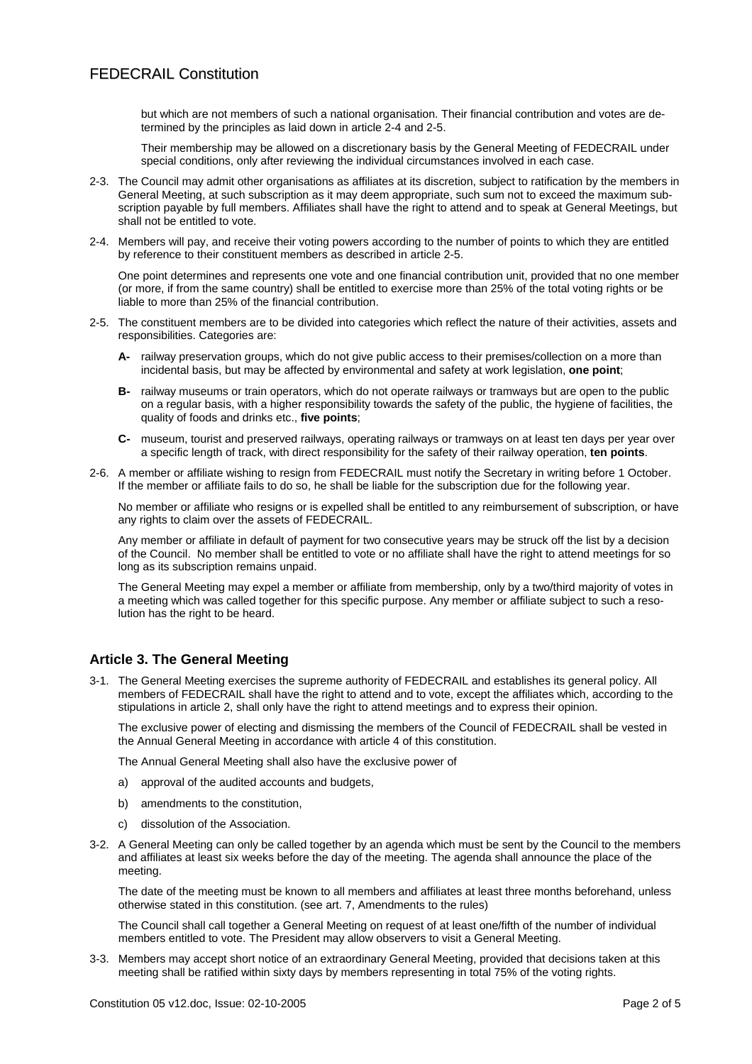but which are not members of such a national organisation. Their financial contribution and votes are determined by the principles as laid down in article 2-4 and 2-5.

Their membership may be allowed on a discretionary basis by the General Meeting of FEDECRAIL under special conditions, only after reviewing the individual circumstances involved in each case.

2-3. The Council may admit other organisations as affiliates at its discretion, subject to ratification by the members in General Meeting, at such subscription as it may deem appropriate, such sum not to exceed the maximum subscription payable by full members. Affiliates shall have the right to attend and to speak at General Meetings, but shall not be entitled to vote.

2-4. Members will pay, and receive their voting powers according to the number of points to which they are entitled by reference to their constituent members as described in article 2-5.

One point determines and represents one vote and one financial contribution unit, provided that no one member (or more, if from the same country) shall be entitled to exercise more than 25% of the total voting rights or be liable to more than 25% of the financial contribution.

2-5. The constituent members are to be divided into categories which reflect the nature of their activities, assets and responsibilities. Categories are:

**A-** railway preservation groups, which do not give public access to their premises/collection on a more than incidental basis, but may be affected by environmental and safety at work legislation, **one point**;

**B-** railway museums or train operators, which do not operate railways or tramways but are open to the public on a regular basis, with a higher responsibility towards the safety of the public, the hygiene of facilities, the quality of foods and drinks etc., **five points**;

**C-** museum, tourist and preserved railways, operating railways or tramways on at least ten days per year over a specific length of track, with direct responsibility for the safety of their railway operation, **ten points**.

2-6. A member or affiliate wishing to resign from FEDECRAIL must notify the Secretary in writing before 1 October. If the member or affiliate fails to do so, he shall be liable for the subscription due for the following year.

No member or affiliate who resigns or is expelled shall be entitled to any reimbursement of subscription, or have any rights to claim over the assets of FEDECRAIL.

Any member or affiliate in default of payment for two consecutive years may be struck off the list by a decision of the Council. No member shall be entitled to vote or no affiliate shall have the right to attend meetings for so long as its subscription remains unpaid.

The General Meeting may expel a member or affiliate from membership, only by a two/third majority of votes in a meeting which was called together for this specific purpose. Any member or affiliate subject to such a resolution has the right to be heard.

## Article 3. The General Meeting

3-1. The General Meeting exercises the supreme authority of FEDECRAIL and establishes its general policy. All members of FEDECRAIL shall have the right to attend and to vote, except the affiliates which, according to the stipulations in article 2, shall only have the right to attend meetings and to express their opinion.

The exclusive power of electing and dismissing the members of the Council of FEDECRAIL shall be vested in the Annual General Meeting in accordance with article 4 of this constitution.

The Annual General Meeting shall also have the exclusive power of

a) approval of the audited accounts and budgets,

b) amendments to the constitution,

c) dissolution of the Association.

3-2. A General Meeting can only be called together by an agenda which must be sent by the Council to the members and affiliates at least six weeks before the day of the meeting. The agenda shall announce the place of the meeting.

The date of the meeting must be known to all members and affiliates at least three months beforehand, unless otherwise stated in this constitution. (see art. 7, Amendments to the rules)

The Council shall call together a General Meeting on request of at least one/fifth of the number of individual members entitled to vote. The President may allow observers to visit a General Meeting.

3-3. Members may accept short notice of an extraordinary General Meeting, provided that decisions taken at this meeting shall be ratified within sixty days by members representing in total 75% of the voting rights.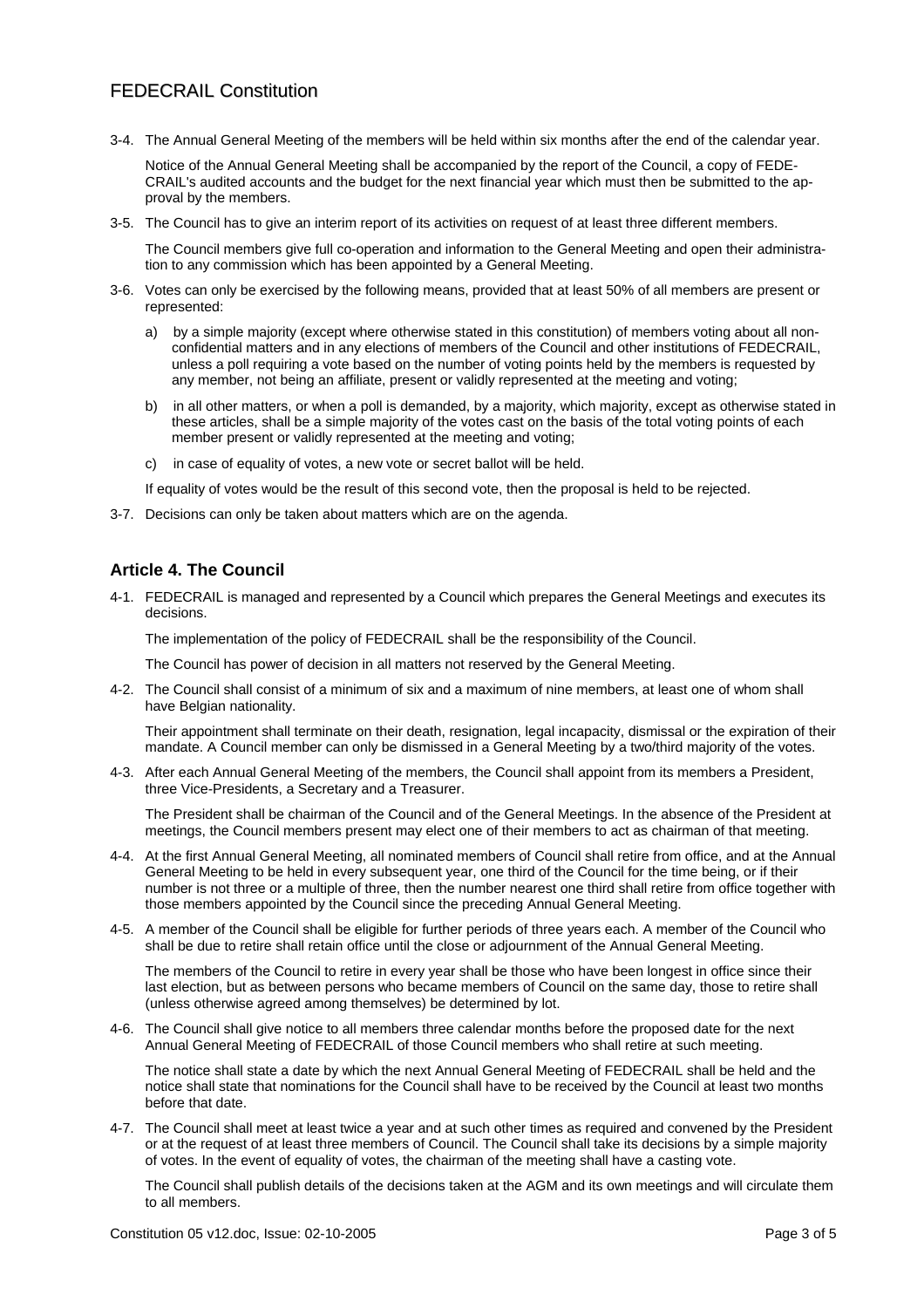3-4. The Annual General Meeting of the members will be held within six months after the end of the calendar year.

Notice of the Annual General Meeting shall be accompanied by the report of the Council, a copy of FEDECRAIL's audited accounts and the budget for the next financial year which must then be submitted to the approval by the members.

3-5. The Council has to give an interim report of its activities on request of at least three different members.

The Council members give full co-operation and information to the General Meeting and open their administration to any commission which has been appointed by a General Meeting.

3-6. Votes can only be exercised by the following means, provided that at least 50% of all members are present or represented:

a) by a simple majority (except where otherwise stated in this constitution) of members voting about all non-confidential matters and in any elections of members of the Council and other institutions of FEDECRAIL, unless a poll requiring a vote based on the number of voting points held by the members is requested by any member, not being an affiliate, present or validly represented at the meeting and voting;

b) in all other matters, or when a poll is demanded, by a majority, which majority, except as otherwise stated in these articles, shall be a simple majority of the votes cast on the basis of the total voting points of each member present or validly represented at the meeting and voting;

c) in case of equality of votes, a new vote or secret ballot will be held.

If equality of votes would be the result of this second vote, then the proposal is held to be rejected.

3-7. Decisions can only be taken about matters which are on the agenda.

## Article 4. The Council

4-1. FEDECRAIL is managed and represented by a Council which prepares the General Meetings and executes its decisions.

The implementation of the policy of FEDECRAIL shall be the responsibility of the Council.

The Council has power of decision in all matters not reserved by the General Meeting.

4-2. The Council shall consist of a minimum of six and a maximum of nine members, at least one of whom shall have Belgian nationality.

Their appointment shall terminate on their death, resignation, legal incapacity, dismissal or the expiration of their mandate. A Council member can only be dismissed in a General Meeting by a two/third majority of the votes.

4-3. After each Annual General Meeting of the members, the Council shall appoint from its members a President, three Vice-Presidents, a Secretary and a Treasurer.

The President shall be chairman of the Council and of the General Meetings. In the absence of the President at meetings, the Council members present may elect one of their members to act as chairman of that meeting.

4-4. At the first Annual General Meeting, all nominated members of Council shall retire from office, and at the Annual General Meeting to be held in every subsequent year, one third of the Council for the time being, or if their number is not three or a multiple of three, then the number nearest one third shall retire from office together with those members appointed by the Council since the preceding Annual General Meeting.

4-5. A member of the Council shall be eligible for further periods of three years each. A member of the Council who shall be due to retire shall retain office until the close or adjournment of the Annual General Meeting.

The members of the Council to retire in every year shall be those who have been longest in office since their last election, but as between persons who became members of Council on the same day, those to retire shall (unless otherwise agreed among themselves) be determined by lot.

4-6. The Council shall give notice to all members three calendar months before the proposed date for the next Annual General Meeting of FEDECRAIL of those Council members who shall retire at such meeting.

The notice shall state a date by which the next Annual General Meeting of FEDECRAIL shall be held and the notice shall state that nominations for the Council shall have to be received by the Council at least two months before that date.

4-7. The Council shall meet at least twice a year and at such other times as required and convened by the President or at the request of at least three members of Council. The Council shall take its decisions by a simple majority of votes. In the event of equality of votes, the chairman of the meeting shall have a casting vote.

The Council shall publish details of the decisions taken at the AGM and its own meetings and will circulate them to all members.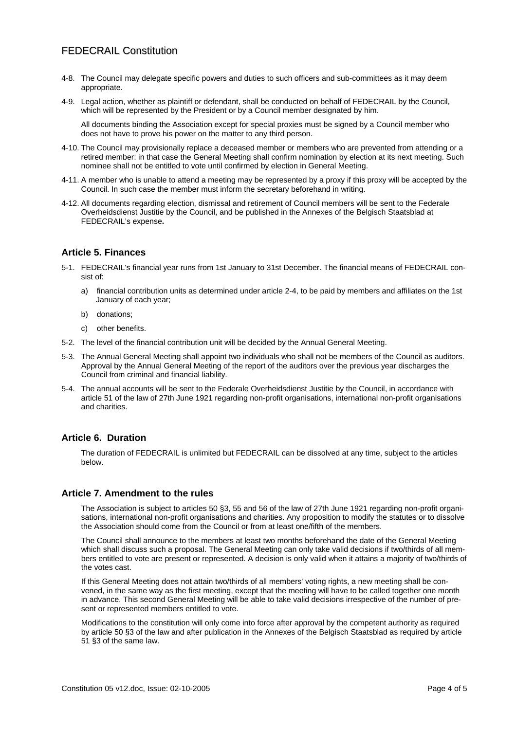4-8. The Council may delegate specific powers and duties to such officers and sub-committees as it may deem appropriate.

4-9. Legal action, whether as plaintiff or defendant, shall be conducted on behalf of FEDECRAIL by the Council, which will be represented by the President or by a Council member designated by him.

All documents binding the Association except for special proxies must be signed by a Council member who does not have to prove his power on the matter to any third person.

4-10. The Council may provisionally replace a deceased member or members who are prevented from attending or a retired member: in that case the General Meeting shall confirm nomination by election at its next meeting. Such nominee shall not be entitled to vote until confirmed by election in General Meeting.

4-11. A member who is unable to attend a meeting may be represented by a proxy if this proxy will be accepted by the Council. In such case the member must inform the secretary beforehand in writing.

4-12. All documents regarding election, dismissal and retirement of Council members will be sent to the Federale Overheidsdienst Justitie by the Council, and be published in the Annexes of the Belgisch Staatsblad at FEDECRAIL's expense**.**

## Article 5. Finances

5-1. FEDECRAIL's financial year runs from 1st January to 31st December. The financial means of FEDECRAIL consist of:

a) financial contribution units as determined under article 2-4, to be paid by members and affiliates on the 1st January of each year;

b) donations;

c) other benefits.

5-2. The level of the financial contribution unit will be decided by the Annual General Meeting.

5-3. The Annual General Meeting shall appoint two individuals who shall not be members of the Council as auditors. Approval by the Annual General Meeting of the report of the auditors over the previous year discharges the Council from criminal and financial liability.

5-4. The annual accounts will be sent to the Federale Overheidsdienst Justitie by the Council, in accordance with article 51 of the law of 27th June 1921 regarding non-profit organisations, international non-profit organisations and charities.

## Article 6. Duration

The duration of FEDECRAIL is unlimited but FEDECRAIL can be dissolved at any time, subject to the articles below.

## Article 7. Amendment to the rules

The Association is subject to articles 50 §3, 55 and 56 of the law of 27th June 1921 regarding non-profit organisations, international non-profit organisations and charities. Any proposition to modify the statutes or to dissolve the Association should come from the Council or from at least one/fifth of the members.

The Council shall announce to the members at least two months beforehand the date of the General Meeting which shall discuss such a proposal. The General Meeting can only take valid decisions if two/thirds of all members entitled to vote are present or represented. A decision is only valid when it attains a majority of two/thirds of the votes cast.

If this General Meeting does not attain two/thirds of all members' voting rights, a new meeting shall be convened, in the same way as the first meeting, except that the meeting will have to be called together one month in advance. This second General Meeting will be able to take valid decisions irrespective of the number of present or represented members entitled to vote.

Modifications to the constitution will only come into force after approval by the competent authority as required by article 50 §3 of the law and after publication in the Annexes of the Belgisch Staatsblad as required by article 51 §3 of the same law.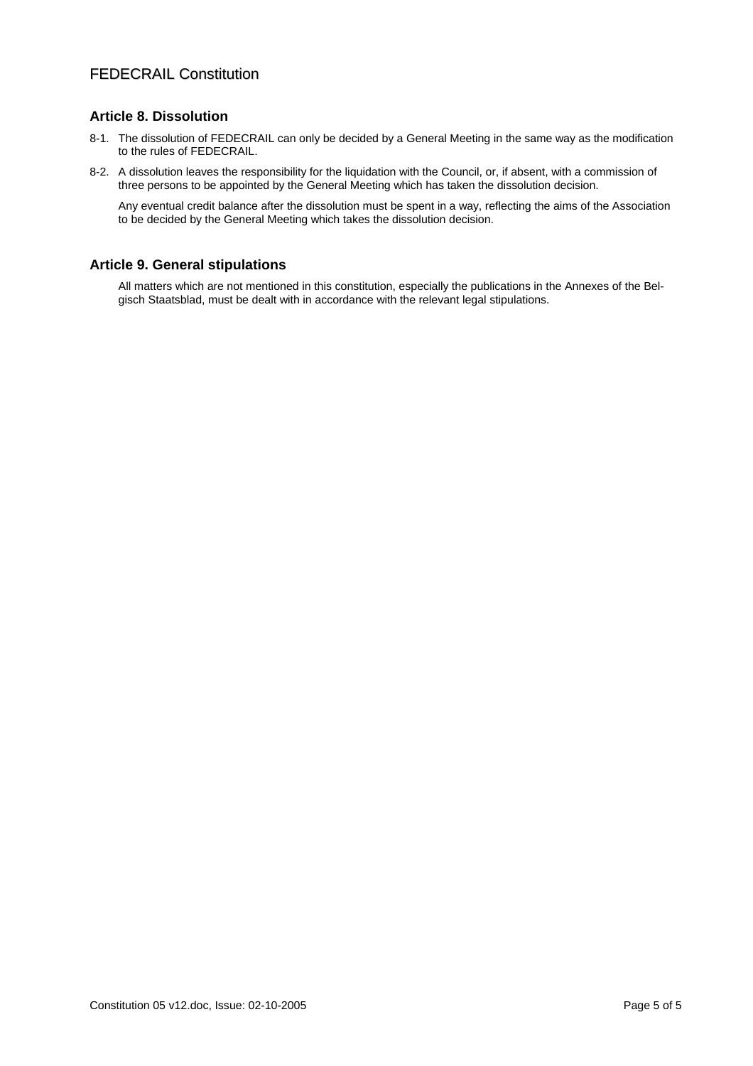## Article 8. Dissolution

8-1. The dissolution of FEDECRAIL can only be decided by a General Meeting in the same way as the modification to the rules of FEDECRAIL.

8-2. A dissolution leaves the responsibility for the liquidation with the Council, or, if absent, with a commission of three persons to be appointed by the General Meeting which has taken the dissolution decision.

Any eventual credit balance after the dissolution must be spent in a way, reflecting the aims of the Association to be decided by the General Meeting which takes the dissolution decision.

## Article 9. General stipulations

All matters which are not mentioned in this constitution, especially the publications in the Annexes of the Belgisch Staatsblad, must be dealt with in accordance with the relevant legal stipulations.